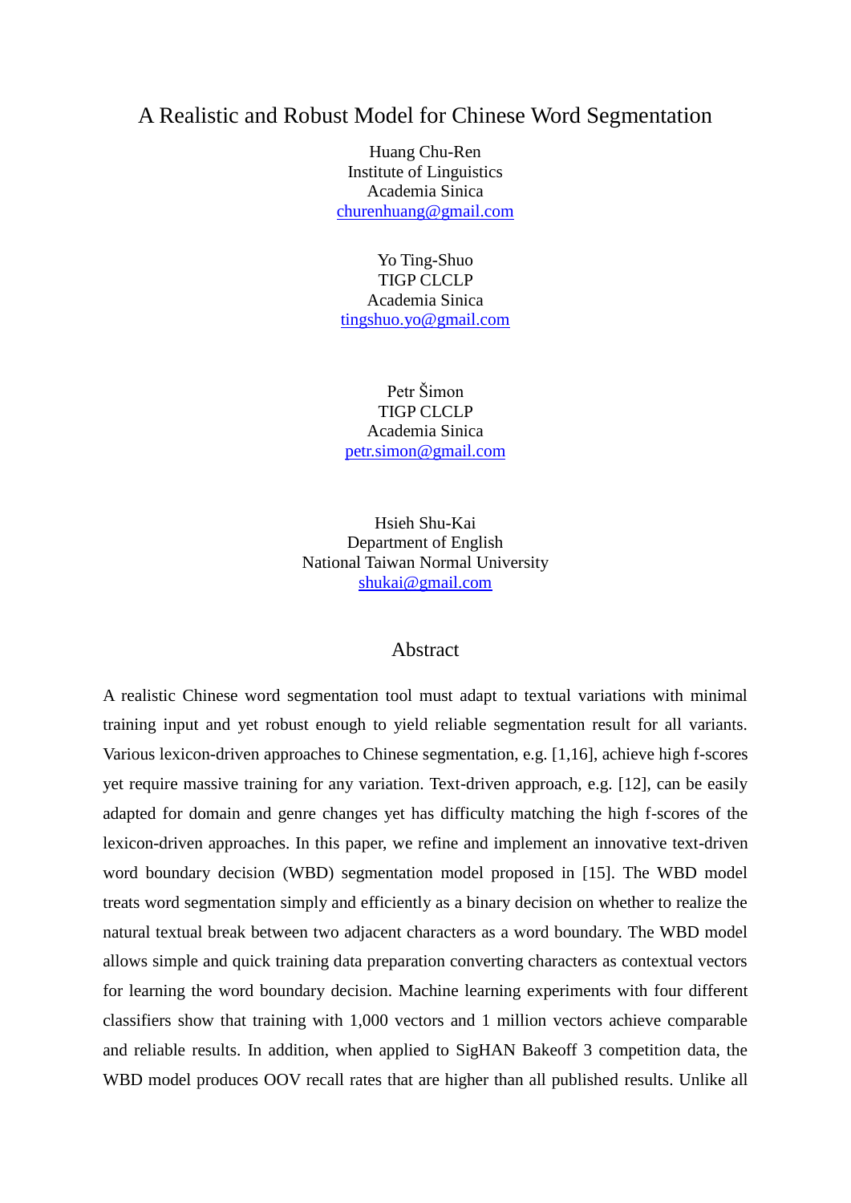# A Realistic and Robust Model for Chinese Word Segmentation

Huang Chu-Ren
Institute of Linguistics
Academia Sinica
churenhuang@gmail.com

Yo Ting-Shuo
TIGP CLCLP
Academia Sinica
tingshuo.yo@gmail.com

Petr Šimon
TIGP CLCLP
Academia Sinica
petr.simon@gmail.com

Hsieh Shu-Kai
Department of English
National Taiwan Normal University
shukai@gmail.com

## Abstract

A realistic Chinese word segmentation tool must adapt to textual variations with minimal training input and yet robust enough to yield reliable segmentation result for all variants. Various lexicon-driven approaches to Chinese segmentation, e.g. [1,16], achieve high f-scores yet require massive training for any variation. Text-driven approach, e.g. [12], can be easily adapted for domain and genre changes yet has difficulty matching the high f-scores of the lexicon-driven approaches. In this paper, we refine and implement an innovative text-driven word boundary decision (WBD) segmentation model proposed in [15]. The WBD model treats word segmentation simply and efficiently as a binary decision on whether to realize the natural textual break between two adjacent characters as a word boundary. The WBD model allows simple and quick training data preparation converting characters as contextual vectors for learning the word boundary decision. Machine learning experiments with four different classifiers show that training with 1,000 vectors and 1 million vectors achieve comparable and reliable results. In addition, when applied to SigHAN Bakeoff 3 competition data, the WBD model produces OOV recall rates that are higher than all published results. Unlike all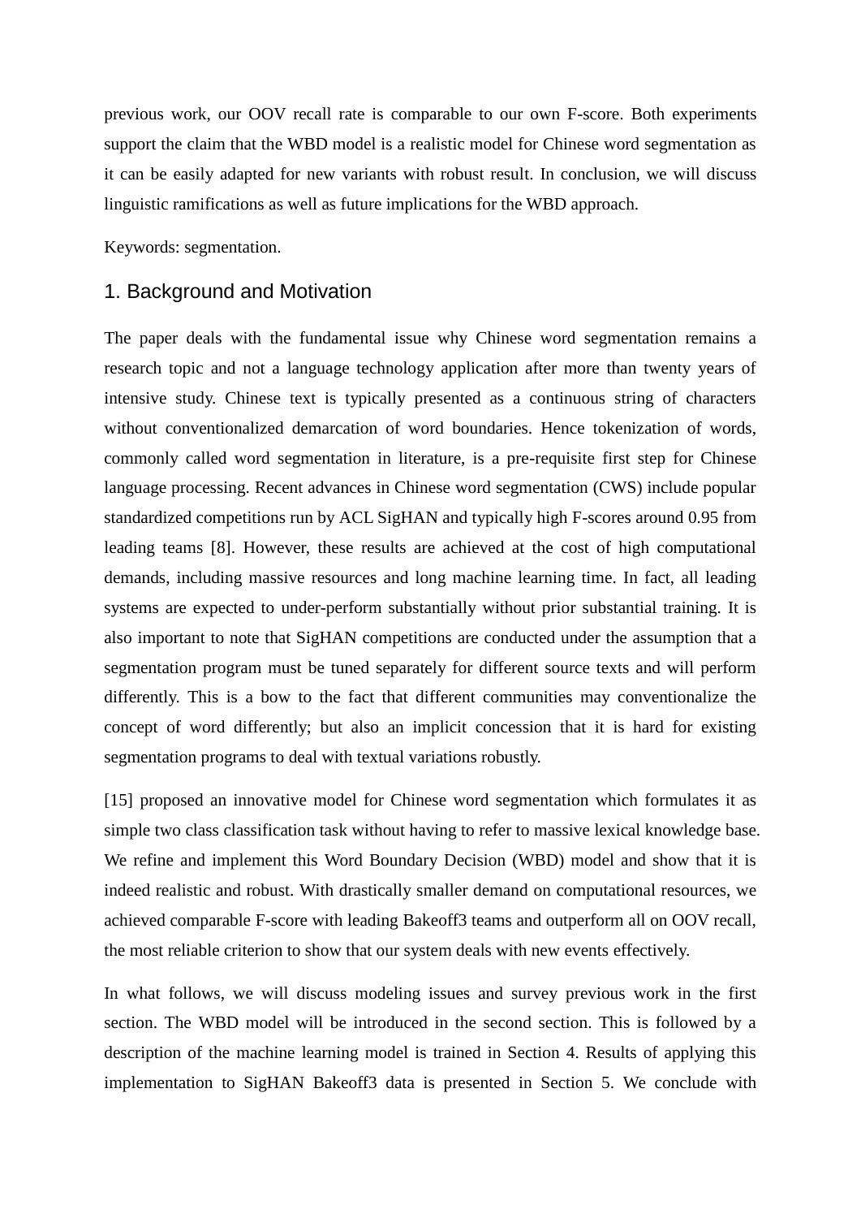previous work, our OOV recall rate is comparable to our own F-score. Both experiments support the claim that the WBD model is a realistic model for Chinese word segmentation as it can be easily adapted for new variants with robust result. In conclusion, we will discuss linguistic ramifications as well as future implications for the WBD approach.

Keywords: segmentation.

## 1. Background and Motivation

The paper deals with the fundamental issue why Chinese word segmentation remains a research topic and not a language technology application after more than twenty years of intensive study. Chinese text is typically presented as a continuous string of characters without conventionalized demarcation of word boundaries. Hence tokenization of words, commonly called word segmentation in literature, is a pre-requisite first step for Chinese language processing. Recent advances in Chinese word segmentation (CWS) include popular standardized competitions run by ACL SigHAN and typically high F-scores around 0.95 from leading teams [8]. However, these results are achieved at the cost of high computational demands, including massive resources and long machine learning time. In fact, all leading systems are expected to under-perform substantially without prior substantial training. It is also important to note that SigHAN competitions are conducted under the assumption that a segmentation program must be tuned separately for different source texts and will perform differently. This is a bow to the fact that different communities may conventionalize the concept of word differently; but also an implicit concession that it is hard for existing segmentation programs to deal with textual variations robustly.

[15] proposed an innovative model for Chinese word segmentation which formulates it as simple two class classification task without having to refer to massive lexical knowledge base. We refine and implement this Word Boundary Decision (WBD) model and show that it is indeed realistic and robust. With drastically smaller demand on computational resources, we achieved comparable F-score with leading Bakeoff3 teams and outperform all on OOV recall, the most reliable criterion to show that our system deals with new events effectively.

In what follows, we will discuss modeling issues and survey previous work in the first section. The WBD model will be introduced in the second section. This is followed by a description of the machine learning model is trained in Section 4. Results of applying this implementation to SigHAN Bakeoff3 data is presented in Section 5. We conclude with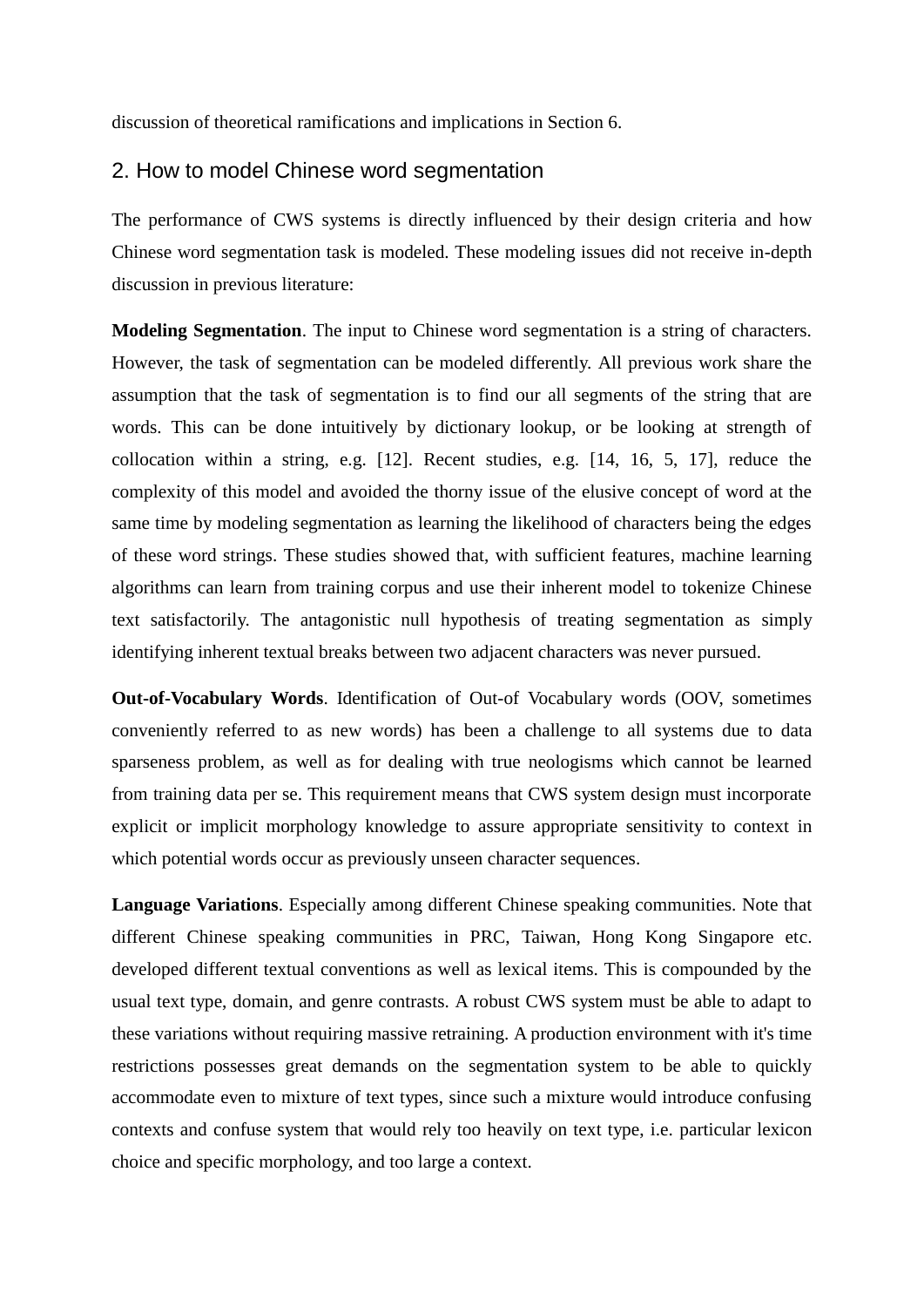discussion of theoretical ramifications and implications in Section 6.

## 2. How to model Chinese word segmentation

The performance of CWS systems is directly influenced by their design criteria and how Chinese word segmentation task is modeled. These modeling issues did not receive in-depth discussion in previous literature:

**Modeling Segmentation**. The input to Chinese word segmentation is a string of characters. However, the task of segmentation can be modeled differently. All previous work share the assumption that the task of segmentation is to find our all segments of the string that are words. This can be done intuitively by dictionary lookup, or be looking at strength of collocation within a string, e.g. [12]. Recent studies, e.g. [14, 16, 5, 17], reduce the complexity of this model and avoided the thorny issue of the elusive concept of word at the same time by modeling segmentation as learning the likelihood of characters being the edges of these word strings. These studies showed that, with sufficient features, machine learning algorithms can learn from training corpus and use their inherent model to tokenize Chinese text satisfactorily. The antagonistic null hypothesis of treating segmentation as simply identifying inherent textual breaks between two adjacent characters was never pursued.

**Out-of-Vocabulary Words**. Identification of Out-of Vocabulary words (OOV, sometimes conveniently referred to as new words) has been a challenge to all systems due to data sparseness problem, as well as for dealing with true neologisms which cannot be learned from training data per se. This requirement means that CWS system design must incorporate explicit or implicit morphology knowledge to assure appropriate sensitivity to context in which potential words occur as previously unseen character sequences.

**Language Variations**. Especially among different Chinese speaking communities. Note that different Chinese speaking communities in PRC, Taiwan, Hong Kong Singapore etc. developed different textual conventions as well as lexical items. This is compounded by the usual text type, domain, and genre contrasts. A robust CWS system must be able to adapt to these variations without requiring massive retraining. A production environment with it's time restrictions possesses great demands on the segmentation system to be able to quickly accommodate even to mixture of text types, since such a mixture would introduce confusing contexts and confuse system that would rely too heavily on text type, i.e. particular lexicon choice and specific morphology, and too large a context.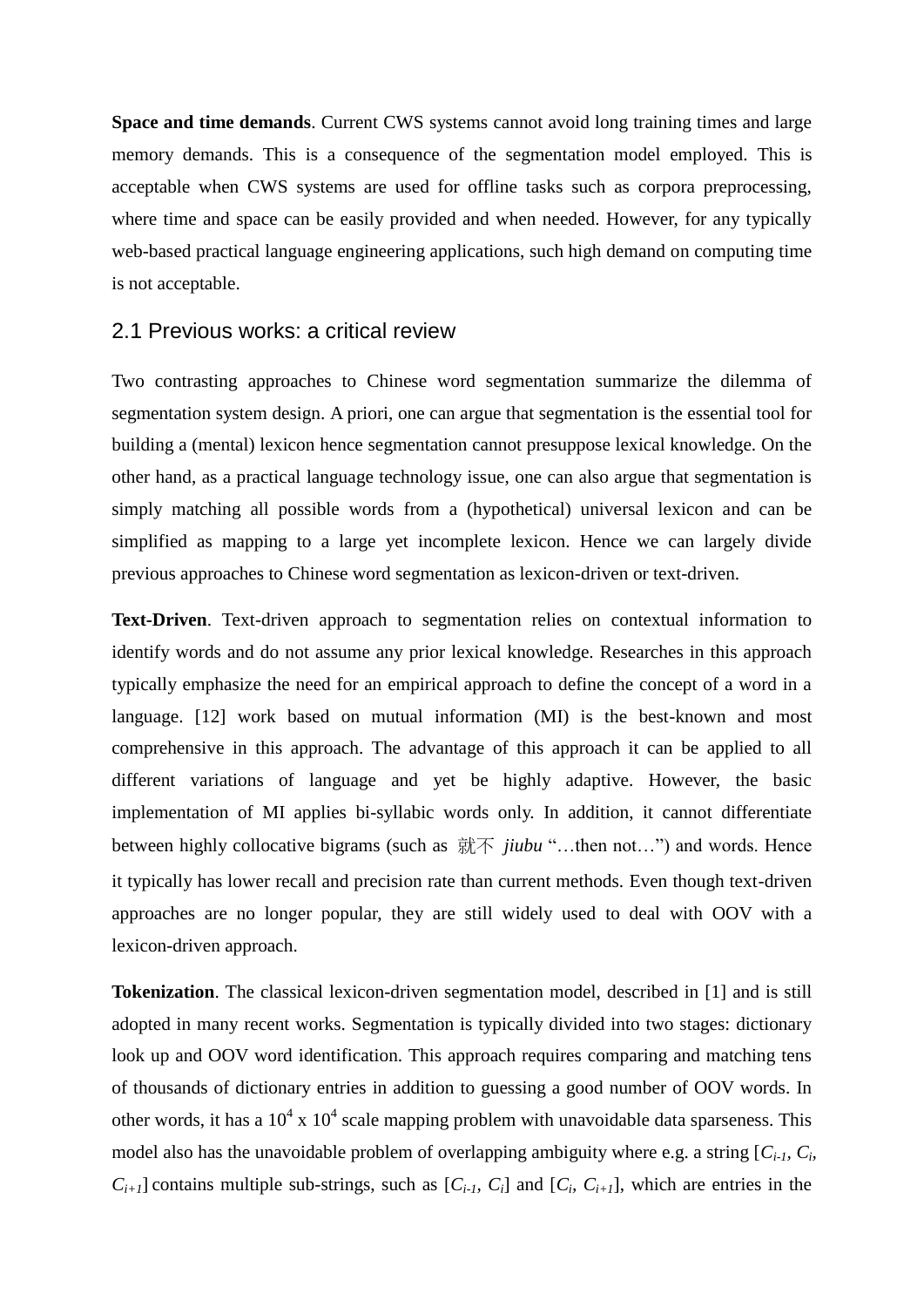**Space and time demands**. Current CWS systems cannot avoid long training times and large memory demands. This is a consequence of the segmentation model employed. This is acceptable when CWS systems are used for offline tasks such as corpora preprocessing, where time and space can be easily provided and when needed. However, for any typically web-based practical language engineering applications, such high demand on computing time is not acceptable.

## 2.1 Previous works: a critical review

Two contrasting approaches to Chinese word segmentation summarize the dilemma of segmentation system design. A priori, one can argue that segmentation is the essential tool for building a (mental) lexicon hence segmentation cannot presuppose lexical knowledge. On the other hand, as a practical language technology issue, one can also argue that segmentation is simply matching all possible words from a (hypothetical) universal lexicon and can be simplified as mapping to a large yet incomplete lexicon. Hence we can largely divide previous approaches to Chinese word segmentation as lexicon-driven or text-driven.

**Text-Driven**. Text-driven approach to segmentation relies on contextual information to identify words and do not assume any prior lexical knowledge. Researches in this approach typically emphasize the need for an empirical approach to define the concept of a word in a language. [12] work based on mutual information (MI) is the best-known and most comprehensive in this approach. The advantage of this approach it can be applied to all different variations of language and yet be highly adaptive. However, the basic implementation of MI applies bi-syllabic words only. In addition, it cannot differentiate between highly collocative bigrams (such as 就不 *jiubu* "…then not…") and words. Hence it typically has lower recall and precision rate than current methods. Even though text-driven approaches are no longer popular, they are still widely used to deal with OOV with a lexicon-driven approach.

**Tokenization**. The classical lexicon-driven segmentation model, described in [1] and is still adopted in many recent works. Segmentation is typically divided into two stages: dictionary look up and OOV word identification. This approach requires comparing and matching tens of thousands of dictionary entries in addition to guessing a good number of OOV words. In other words, it has a $10^4$ x $10^4$ scale mapping problem with unavoidable data sparseness. This model also has the unavoidable problem of overlapping ambiguity where e.g. a string [$C_{i-1}$, $C_i$, $C_{i+1}$] contains multiple sub-strings, such as [$C_{i-1}$, $C_i$] and [$C_i$, $C_{i+1}$], which are entries in the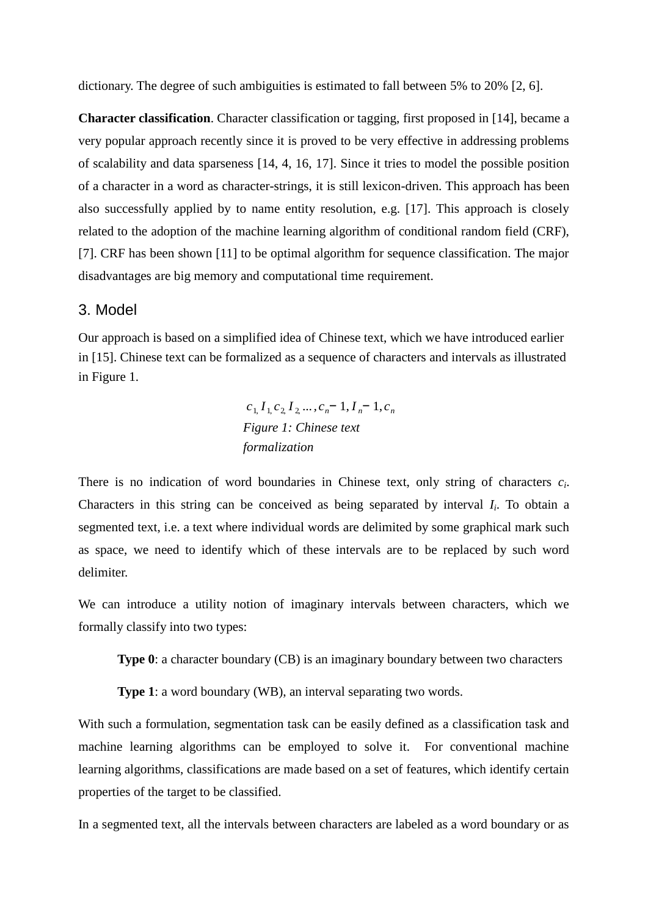dictionary. The degree of such ambiguities is estimated to fall between 5% to 20% [2, 6].

**Character classification**. Character classification or tagging, first proposed in [14], became a very popular approach recently since it is proved to be very effective in addressing problems of scalability and data sparseness [14, 4, 16, 17]. Since it tries to model the possible position of a character in a word as character-strings, it is still lexicon-driven. This approach has been also successfully applied by to name entity resolution, e.g. [17]. This approach is closely related to the adoption of the machine learning algorithm of conditional random field (CRF), [7]. CRF has been shown [11] to be optimal algorithm for sequence classification. The major disadvantages are big memory and computational time requirement.

## 3. Model

Our approach is based on a simplified idea of Chinese text, which we have introduced earlier in [15]. Chinese text can be formalized as a sequence of characters and intervals as illustrated in Figure 1.

$$c_1, I_1, c_2, I_2, \ldots, c_n - 1, I_n - 1, c_n$$

*Figure 1: Chinese text formalization*

There is no indication of word boundaries in Chinese text, only string of characters $c_i$. Characters in this string can be conceived as being separated by interval $I_i$. To obtain a segmented text, i.e. a text where individual words are delimited by some graphical mark such as space, we need to identify which of these intervals are to be replaced by such word delimiter.

We can introduce a utility notion of imaginary intervals between characters, which we formally classify into two types:

> **Type 0**: a character boundary (CB) is an imaginary boundary between two characters
>
> **Type 1**: a word boundary (WB), an interval separating two words.

With such a formulation, segmentation task can be easily defined as a classification task and machine learning algorithms can be employed to solve it. For conventional machine learning algorithms, classifications are made based on a set of features, which identify certain properties of the target to be classified.

In a segmented text, all the intervals between characters are labeled as a word boundary or as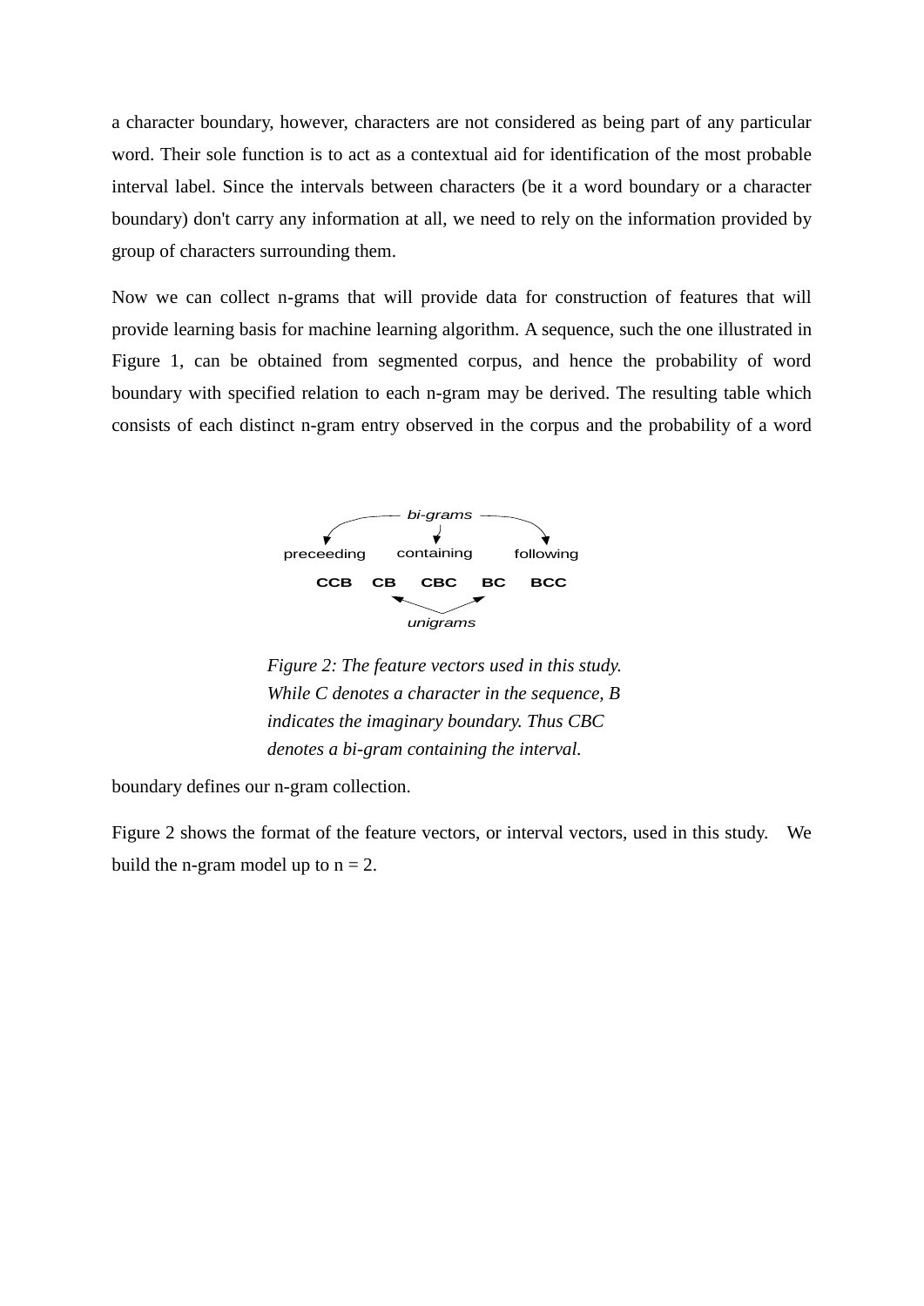a character boundary, however, characters are not considered as being part of any particular word. Their sole function is to act as a contextual aid for identification of the most probable interval label. Since the intervals between characters (be it a word boundary or a character boundary) don't carry any information at all, we need to rely on the information provided by group of characters surrounding them.

Now we can collect n-grams that will provide data for construction of features that will provide learning basis for machine learning algorithm. A sequence, such the one illustrated in Figure 1, can be obtained from segmented corpus, and hence the probability of word boundary with specified relation to each n-gram may be derived. The resulting table which consists of each distinct n-gram entry observed in the corpus and the probability of a word boundary defines our n-gram collection.

bi-grams

preceeding containing following

**CCB CB CBC BC BCC**

unigrams

*Figure 2: The feature vectors used in this study. While C denotes a character in the sequence, B indicates the imaginary boundary. Thus CBC denotes a bi-gram containing the interval.*

Figure 2 shows the format of the feature vectors, or interval vectors, used in this study. We build the n-gram model up to n = 2.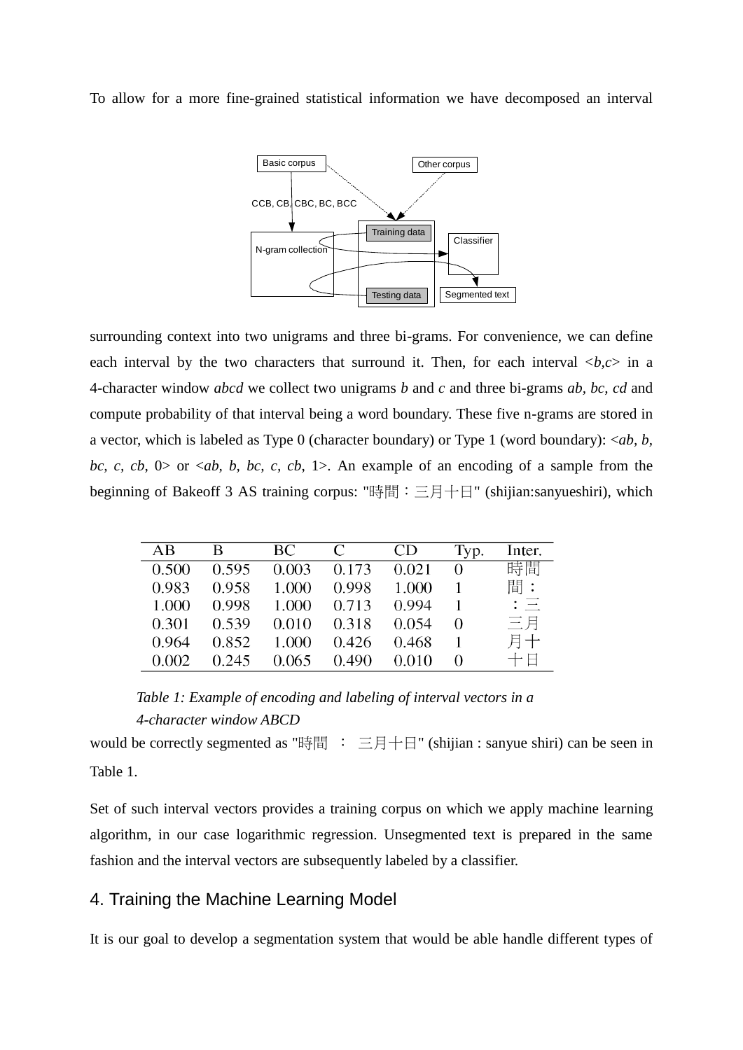To allow for a more fine-grained statistical information we have decomposed an interval surrounding context into two unigrams and three bi-grams. For convenience, we can define each interval by the two characters that surround it. Then, for each interval <*b,c*> in a 4-character window *abcd* we collect two unigrams *b* and *c* and three bi-grams *ab*, *bc*, *cd* and compute probability of that interval being a word boundary. These five n-grams are stored in a vector, which is labeled as Type 0 (character boundary) or Type 1 (word boundary): <*ab, b, bc, c, cb*, 0> or <*ab, b, bc, c, cb*, 1>. An example of an encoding of a sample from the beginning of Bakeoff 3 AS training corpus: "時間：三月十日" (shijian:sanyueshiri), which would be correctly segmented as "時間 ： 三月十日" (shijian : sanyue shiri) can be seen in Table 1.

| AB | B | BC | C | CD | Typ. | Inter. |
|---|---|---|---|---|---|---|
| 0.500 | 0.595 | 0.003 | 0.173 | 0.021 | 0 | 時間 |
| 0.983 | 0.958 | 1.000 | 0.998 | 1.000 | 1 | 間： |
| 1.000 | 0.998 | 1.000 | 0.713 | 0.994 | 1 | ：三 |
| 0.301 | 0.539 | 0.010 | 0.318 | 0.054 | 0 | 三月 |
| 0.964 | 0.852 | 1.000 | 0.426 | 0.468 | 1 | 月十 |
| 0.002 | 0.245 | 0.065 | 0.490 | 0.010 | 0 | 十日 |

*Table 1: Example of encoding and labeling of interval vectors in a 4-character window ABCD*

Set of such interval vectors provides a training corpus on which we apply machine learning algorithm, in our case logarithmic regression. Unsegmented text is prepared in the same fashion and the interval vectors are subsequently labeled by a classifier.

## 4. Training the Machine Learning Model

It is our goal to develop a segmentation system that would be able handle different types of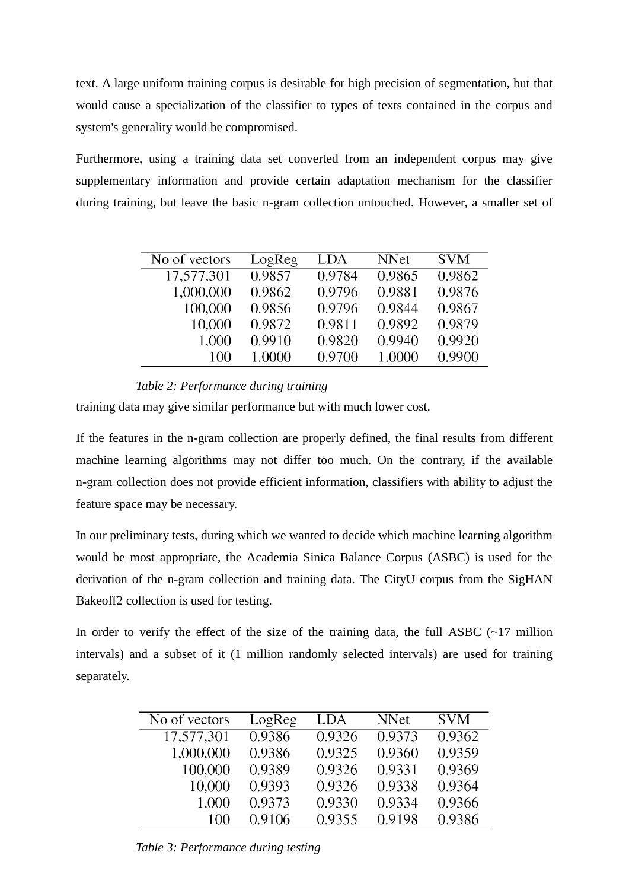text. A large uniform training corpus is desirable for high precision of segmentation, but that would cause a specialization of the classifier to types of texts contained in the corpus and system's generality would be compromised.

Furthermore, using a training data set converted from an independent corpus may give supplementary information and provide certain adaptation mechanism for the classifier during training, but leave the basic n-gram collection untouched. However, a smaller set of training data may give similar performance but with much lower cost.

| No of vectors | LogReg | LDA | NNet | SVM |
|---|---|---|---|---|
| 17,577,301 | 0.9857 | 0.9784 | 0.9865 | 0.9862 |
| 1,000,000 | 0.9862 | 0.9796 | 0.9881 | 0.9876 |
| 100,000 | 0.9856 | 0.9796 | 0.9844 | 0.9867 |
| 10,000 | 0.9872 | 0.9811 | 0.9892 | 0.9879 |
| 1,000 | 0.9910 | 0.9820 | 0.9940 | 0.9920 |
| 100 | 1.0000 | 0.9700 | 1.0000 | 0.9900 |

*Table 2: Performance during training*

If the features in the n-gram collection are properly defined, the final results from different machine learning algorithms may not differ too much. On the contrary, if the available n-gram collection does not provide efficient information, classifiers with ability to adjust the feature space may be necessary.

In our preliminary tests, during which we wanted to decide which machine learning algorithm would be most appropriate, the Academia Sinica Balance Corpus (ASBC) is used for the derivation of the n-gram collection and training data. The CityU corpus from the SigHAN Bakeoff2 collection is used for testing.

In order to verify the effect of the size of the training data, the full ASBC (~17 million intervals) and a subset of it (1 million randomly selected intervals) are used for training separately.

| No of vectors | LogReg | LDA | NNet | SVM |
|---|---|---|---|---|
| 17,577,301 | 0.9386 | 0.9326 | 0.9373 | 0.9362 |
| 1,000,000 | 0.9386 | 0.9325 | 0.9360 | 0.9359 |
| 100,000 | 0.9389 | 0.9326 | 0.9331 | 0.9369 |
| 10,000 | 0.9393 | 0.9326 | 0.9338 | 0.9364 |
| 1,000 | 0.9373 | 0.9330 | 0.9334 | 0.9366 |
| 100 | 0.9106 | 0.9355 | 0.9198 | 0.9386 |

*Table 3: Performance during testing*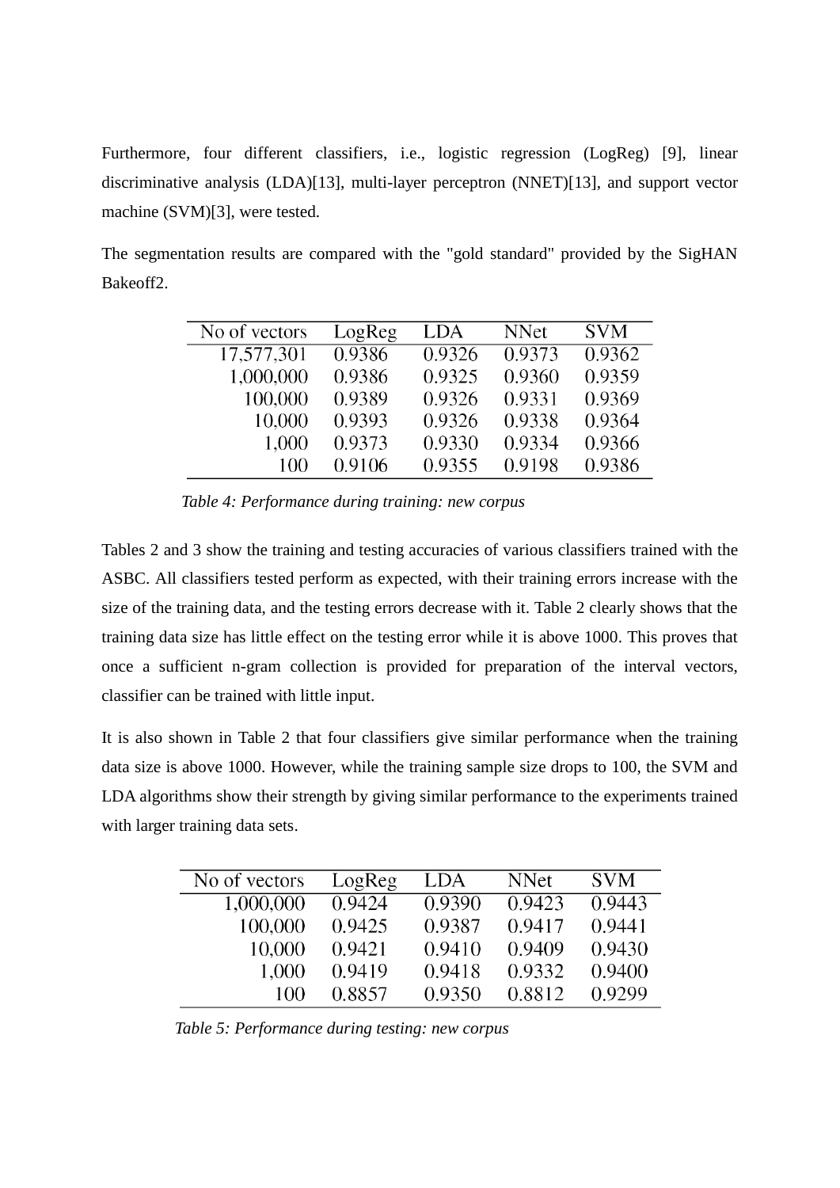Furthermore, four different classifiers, i.e., logistic regression (LogReg) [9], linear discriminative analysis (LDA)[13], multi-layer perceptron (NNET)[13], and support vector machine (SVM)[3], were tested.

The segmentation results are compared with the "gold standard" provided by the SigHAN Bakeoff2.

| No of vectors | LogReg | LDA | NNet | SVM |
|---:|---|---|---|---|
| 17,577,301 | 0.9386 | 0.9326 | 0.9373 | 0.9362 |
| 1,000,000 | 0.9386 | 0.9325 | 0.9360 | 0.9359 |
| 100,000 | 0.9389 | 0.9326 | 0.9331 | 0.9369 |
| 10,000 | 0.9393 | 0.9326 | 0.9338 | 0.9364 |
| 1,000 | 0.9373 | 0.9330 | 0.9334 | 0.9366 |
| 100 | 0.9106 | 0.9355 | 0.9198 | 0.9386 |

*Table 4: Performance during training: new corpus*

Tables 2 and 3 show the training and testing accuracies of various classifiers trained with the ASBC. All classifiers tested perform as expected, with their training errors increase with the size of the training data, and the testing errors decrease with it. Table 2 clearly shows that the training data size has little effect on the testing error while it is above 1000. This proves that once a sufficient n-gram collection is provided for preparation of the interval vectors, classifier can be trained with little input.

It is also shown in Table 2 that four classifiers give similar performance when the training data size is above 1000. However, while the training sample size drops to 100, the SVM and LDA algorithms show their strength by giving similar performance to the experiments trained with larger training data sets.

| No of vectors | LogReg | LDA | NNet | SVM |
|---:|---|---|---|---|
| 1,000,000 | 0.9424 | 0.9390 | 0.9423 | 0.9443 |
| 100,000 | 0.9425 | 0.9387 | 0.9417 | 0.9441 |
| 10,000 | 0.9421 | 0.9410 | 0.9409 | 0.9430 |
| 1,000 | 0.9419 | 0.9418 | 0.9332 | 0.9400 |
| 100 | 0.8857 | 0.9350 | 0.8812 | 0.9299 |

*Table 5: Performance during testing: new corpus*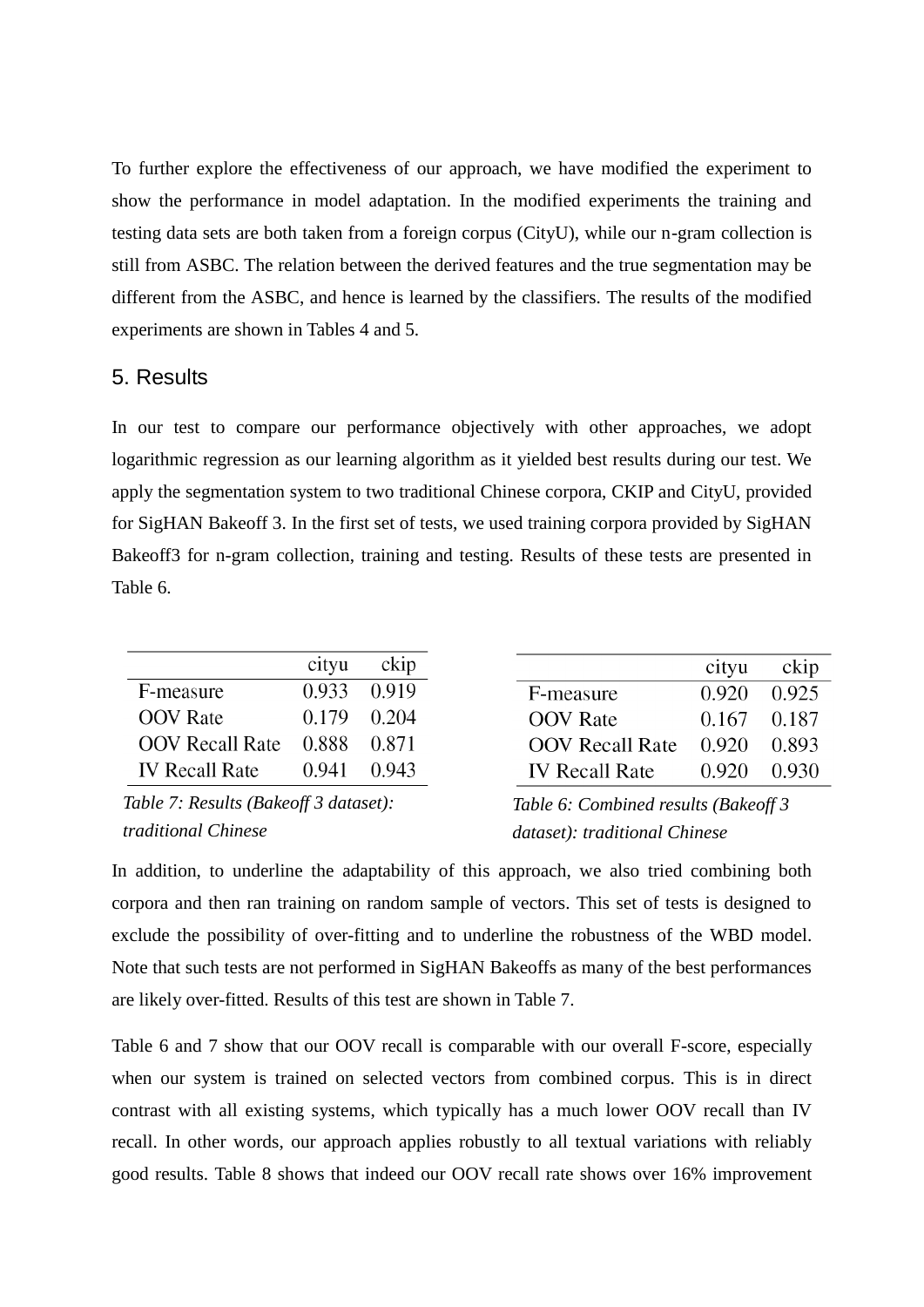To further explore the effectiveness of our approach, we have modified the experiment to show the performance in model adaptation. In the modified experiments the training and testing data sets are both taken from a foreign corpus (CityU), while our n-gram collection is still from ASBC. The relation between the derived features and the true segmentation may be different from the ASBC, and hence is learned by the classifiers. The results of the modified experiments are shown in Tables 4 and 5.

## 5. Results

In our test to compare our performance objectively with other approaches, we adopt logarithmic regression as our learning algorithm as it yielded best results during our test. We apply the segmentation system to two traditional Chinese corpora, CKIP and CityU, provided for SigHAN Bakeoff 3. In the first set of tests, we used training corpora provided by SigHAN Bakeoff3 for n-gram collection, training and testing. Results of these tests are presented in Table 6.

| | cityu | ckip |
|---|---|---|
| F-measure | 0.933 | 0.919 |
| OOV Rate | 0.179 | 0.204 |
| OOV Recall Rate | 0.888 | 0.871 |
| IV Recall Rate | 0.941 | 0.943 |

*Table 7: Results (Bakeoff 3 dataset): traditional Chinese*

| | cityu | ckip |
|---|---|---|
| F-measure | 0.920 | 0.925 |
| OOV Rate | 0.167 | 0.187 |
| OOV Recall Rate | 0.920 | 0.893 |
| IV Recall Rate | 0.920 | 0.930 |

*Table 6: Combined results (Bakeoff 3 dataset): traditional Chinese*

In addition, to underline the adaptability of this approach, we also tried combining both corpora and then ran training on random sample of vectors. This set of tests is designed to exclude the possibility of over-fitting and to underline the robustness of the WBD model. Note that such tests are not performed in SigHAN Bakeoffs as many of the best performances are likely over-fitted. Results of this test are shown in Table 7.

Table 6 and 7 show that our OOV recall is comparable with our overall F-score, especially when our system is trained on selected vectors from combined corpus. This is in direct contrast with all existing systems, which typically has a much lower OOV recall than IV recall. In other words, our approach applies robustly to all textual variations with reliably good results. Table 8 shows that indeed our OOV recall rate shows over 16% improvement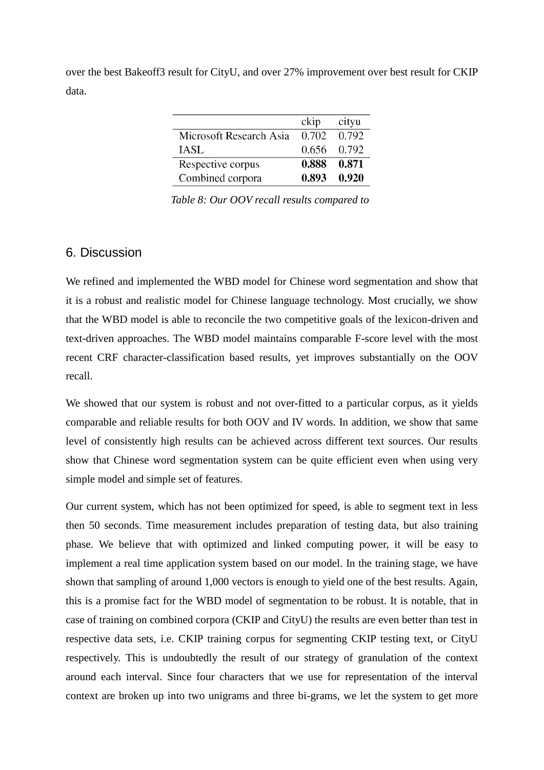over the best Bakeoff3 result for CityU, and over 27% improvement over best result for CKIP data.

| | ckip | cityu |
|---|---|---|
| Microsoft Research Asia | 0.702 | 0.792 |
| IASL | 0.656 | 0.792 |
| Respective corpus | **0.888** | **0.871** |
| Combined corpora | **0.893** | **0.920** |

*Table 8: Our OOV recall results compared to*

## 6. Discussion

We refined and implemented the WBD model for Chinese word segmentation and show that it is a robust and realistic model for Chinese language technology. Most crucially, we show that the WBD model is able to reconcile the two competitive goals of the lexicon-driven and text-driven approaches. The WBD model maintains comparable F-score level with the most recent CRF character-classification based results, yet improves substantially on the OOV recall.

We showed that our system is robust and not over-fitted to a particular corpus, as it yields comparable and reliable results for both OOV and IV words. In addition, we show that same level of consistently high results can be achieved across different text sources. Our results show that Chinese word segmentation system can be quite efficient even when using very simple model and simple set of features.

Our current system, which has not been optimized for speed, is able to segment text in less then 50 seconds. Time measurement includes preparation of testing data, but also training phase. We believe that with optimized and linked computing power, it will be easy to implement a real time application system based on our model. In the training stage, we have shown that sampling of around 1,000 vectors is enough to yield one of the best results. Again, this is a promise fact for the WBD model of segmentation to be robust. It is notable, that in case of training on combined corpora (CKIP and CityU) the results are even better than test in respective data sets, i.e. CKIP training corpus for segmenting CKIP testing text, or CityU respectively. This is undoubtedly the result of our strategy of granulation of the context around each interval. Since four characters that we use for representation of the interval context are broken up into two unigrams and three bi-grams, we let the system to get more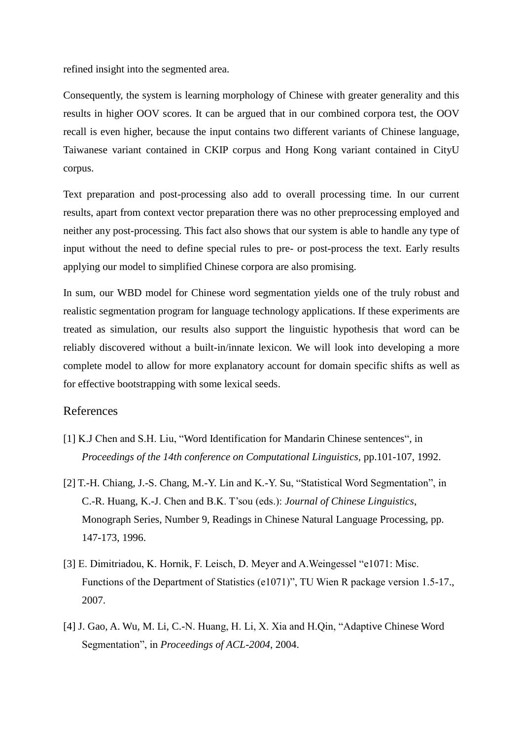refined insight into the segmented area.

Consequently, the system is learning morphology of Chinese with greater generality and this results in higher OOV scores. It can be argued that in our combined corpora test, the OOV recall is even higher, because the input contains two different variants of Chinese language, Taiwanese variant contained in CKIP corpus and Hong Kong variant contained in CityU corpus.

Text preparation and post-processing also add to overall processing time. In our current results, apart from context vector preparation there was no other preprocessing employed and neither any post-processing. This fact also shows that our system is able to handle any type of input without the need to define special rules to pre- or post-process the text. Early results applying our model to simplified Chinese corpora are also promising.

In sum, our WBD model for Chinese word segmentation yields one of the truly robust and realistic segmentation program for language technology applications. If these experiments are treated as simulation, our results also support the linguistic hypothesis that word can be reliably discovered without a built-in/innate lexicon. We will look into developing a more complete model to allow for more explanatory account for domain specific shifts as well as for effective bootstrapping with some lexical seeds.

## References

[1] K.J Chen and S.H. Liu, "Word Identification for Mandarin Chinese sentences", in *Proceedings of the 14th conference on Computational Linguistics*, pp.101-107, 1992.

[2] T.-H. Chiang, J.-S. Chang, M.-Y. Lin and K.-Y. Su, "Statistical Word Segmentation", in C.-R. Huang, K.-J. Chen and B.K. T'sou (eds.): *Journal of Chinese Linguistics*, Monograph Series, Number 9, Readings in Chinese Natural Language Processing, pp. 147-173, 1996.

[3] E. Dimitriadou, K. Hornik, F. Leisch, D. Meyer and A.Weingessel "e1071: Misc. Functions of the Department of Statistics (e1071)", TU Wien R package version 1.5-17., 2007.

[4] J. Gao, A. Wu, M. Li, C.-N. Huang, H. Li, X. Xia and H.Qin, "Adaptive Chinese Word Segmentation", in *Proceedings of ACL-2004*, 2004.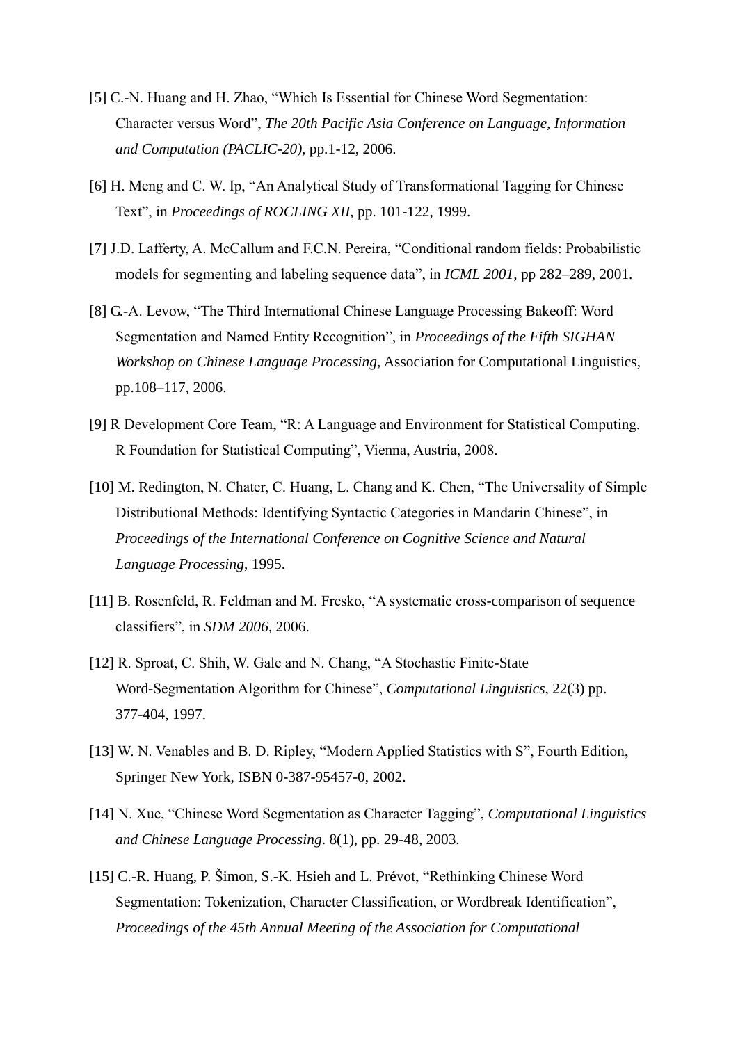[5] C.-N. Huang and H. Zhao, "Which Is Essential for Chinese Word Segmentation: Character versus Word", *The 20th Pacific Asia Conference on Language, Information and Computation (PACLIC-20)*, pp.1-12, 2006.

[6] H. Meng and C. W. Ip, "An Analytical Study of Transformational Tagging for Chinese Text", in *Proceedings of ROCLING XII*, pp. 101-122, 1999.

[7] J.D. Lafferty, A. McCallum and F.C.N. Pereira, "Conditional random fields: Probabilistic models for segmenting and labeling sequence data", in *ICML 2001*, pp 282–289, 2001.

[8] G.-A. Levow, "The Third International Chinese Language Processing Bakeoff: Word Segmentation and Named Entity Recognition", in *Proceedings of the Fifth SIGHAN Workshop on Chinese Language Processing*, Association for Computational Linguistics, pp.108–117, 2006.

[9] R Development Core Team, "R: A Language and Environment for Statistical Computing. R Foundation for Statistical Computing", Vienna, Austria, 2008.

[10] M. Redington, N. Chater, C. Huang, L. Chang and K. Chen, "The Universality of Simple Distributional Methods: Identifying Syntactic Categories in Mandarin Chinese", in *Proceedings of the International Conference on Cognitive Science and Natural Language Processing*, 1995.

[11] B. Rosenfeld, R. Feldman and M. Fresko, "A systematic cross-comparison of sequence classifiers", in *SDM 2006*, 2006.

[12] R. Sproat, C. Shih, W. Gale and N. Chang, "A Stochastic Finite-State Word-Segmentation Algorithm for Chinese", *Computational Linguistics*, 22(3) pp. 377-404, 1997.

[13] W. N. Venables and B. D. Ripley, "Modern Applied Statistics with S", Fourth Edition, Springer New York, ISBN 0-387-95457-0, 2002.

[14] N. Xue, "Chinese Word Segmentation as Character Tagging", *Computational Linguistics and Chinese Language Processing*. 8(1), pp. 29-48, 2003.

[15] C.-R. Huang, P. Šimon, S.-K. Hsieh and L. Prévot, "Rethinking Chinese Word Segmentation: Tokenization, Character Classification, or Wordbreak Identification", *Proceedings of the 45th Annual Meeting of the Association for Computational*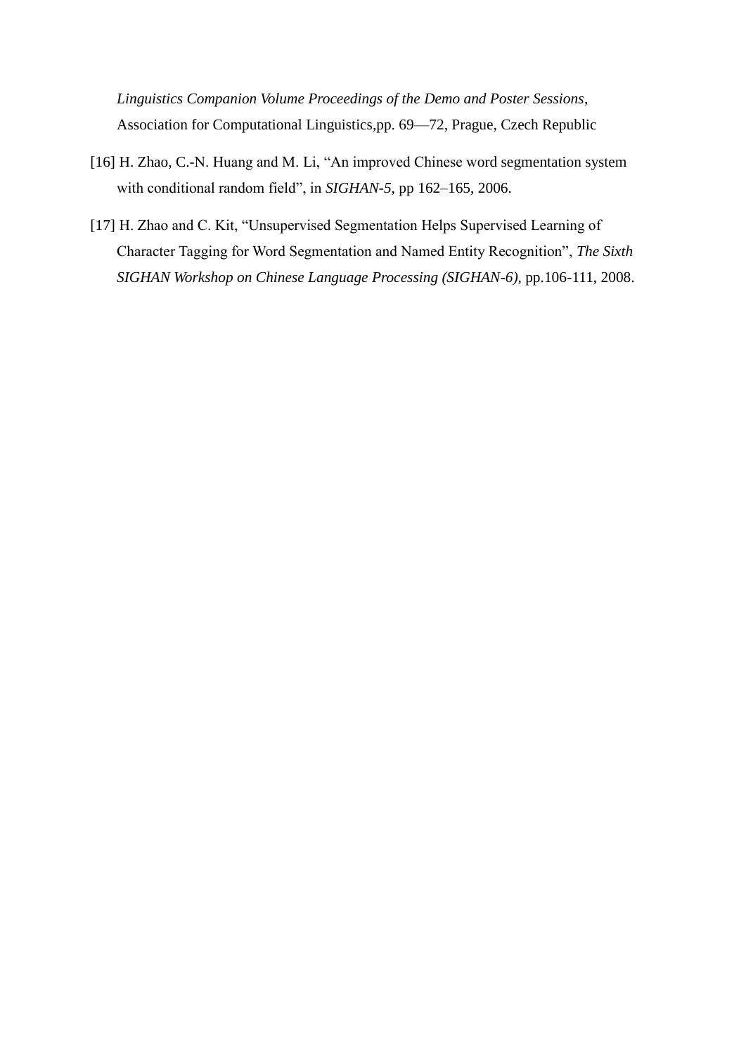*Linguistics Companion Volume Proceedings of the Demo and Poster Sessions*, Association for Computational Linguistics,pp. 69—72, Prague, Czech Republic

[16] H. Zhao, C.-N. Huang and M. Li, "An improved Chinese word segmentation system with conditional random field", in *SIGHAN-5*, pp 162–165, 2006.

[17] H. Zhao and C. Kit, "Unsupervised Segmentation Helps Supervised Learning of Character Tagging for Word Segmentation and Named Entity Recognition", *The Sixth SIGHAN Workshop on Chinese Language Processing (SIGHAN-6)*, pp.106-111, 2008.